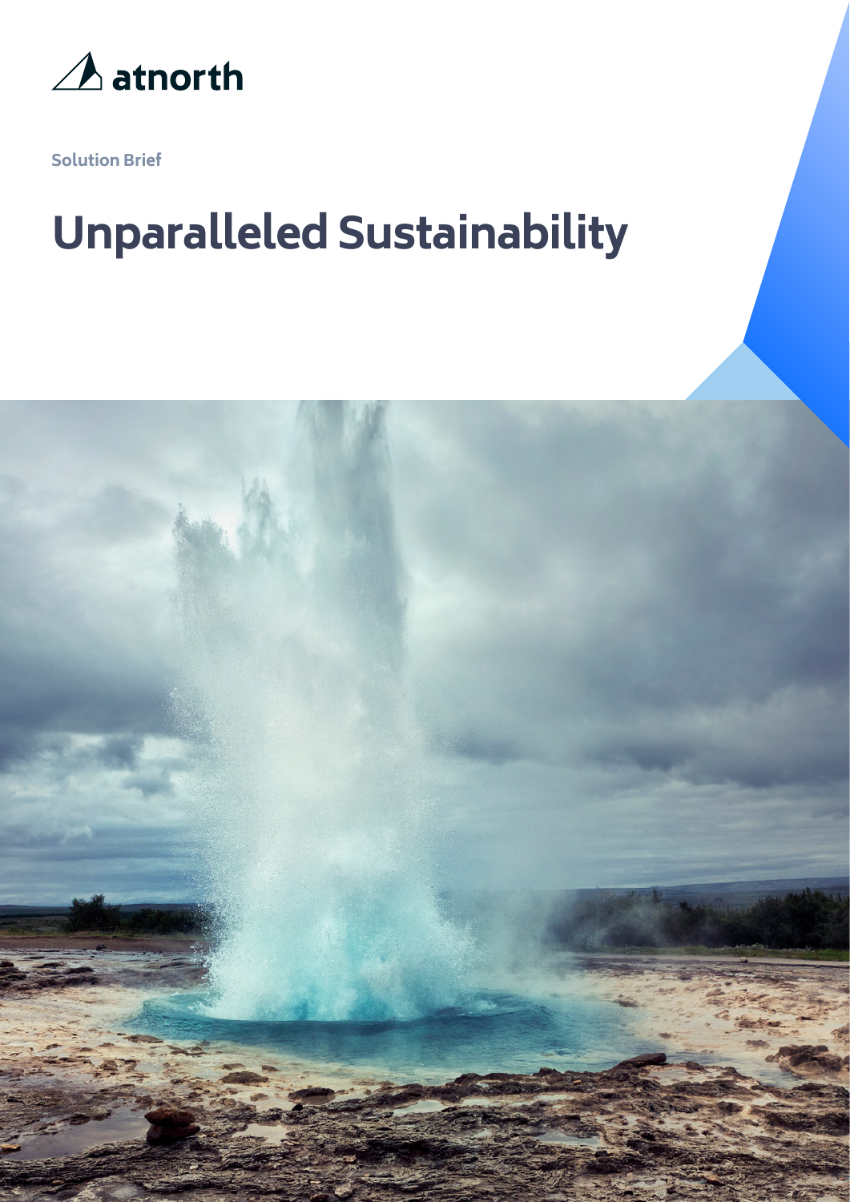atnorth

Solution Brief

# Unparalleled Sustainability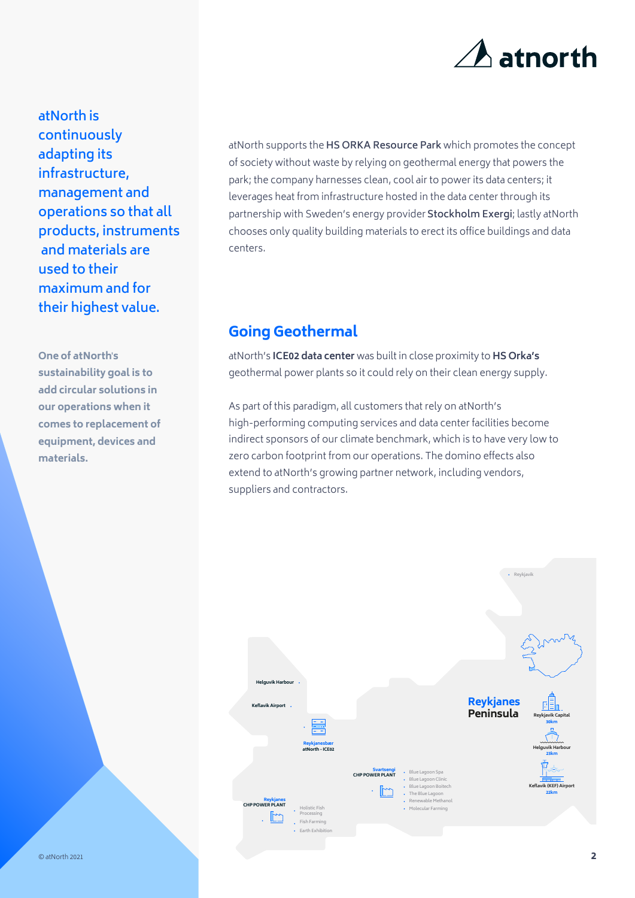atNorth is continuously adapting its infrastructure, management and operations so that all products, instruments and materials are used to their maximum and for their highest value.

**One of atNorth's sustainability goal is to add circular solutions in our operations when it comes to replacement of equipment, devices and materials.**

atNorth supports the **HS ORKA Resource Park** which promotes the concept of society without waste by relying on geothermal energy that powers the park; the company harnesses clean, cool air to power its data centers; it leverages heat from infrastructure hosted in the data center through its partnership with Sweden's energy provider **Stockholm Exergi**; lastly atNorth chooses only quality building materials to erect its office buildings and data centers.

## Going Geothermal

atNorth's **ICE02 data center** was built in close proximity to **HS Orka's** geothermal power plants so it could rely on their clean energy supply.

As part of this paradigm, all customers that rely on atNorth's high-performing computing services and data center facilities become indirect sponsors of our climate benchmark, which is to have very low to zero carbon footprint from our operations. The domino effects also extend to atNorth's growing partner network, including vendors, suppliers and contractors.

**Reykjanes Peninsula**

- Reykjavik
- Helguvik Harbour
- Keflavik Airport
- Reykjanesbær atNorth - ICE02
- Svartsengi CHP POWER PLANT
  - Blue Lagoon Spa
  - Blue Lagoon Clinic
  - Blue Lagoon Boitech
  - The Blue Lagoon
  - Renewable Methanol
  - Molecular Farming
- Reykjanes CHP POWER PLANT
  - Holistic Fish Processing
  - Fish Farming
  - Earth Exhibition
- Reykjavik Capital 30km
- Helguvik Harbour 23km
- Keflavik (KEF) Airport 22km

© atNorth 2021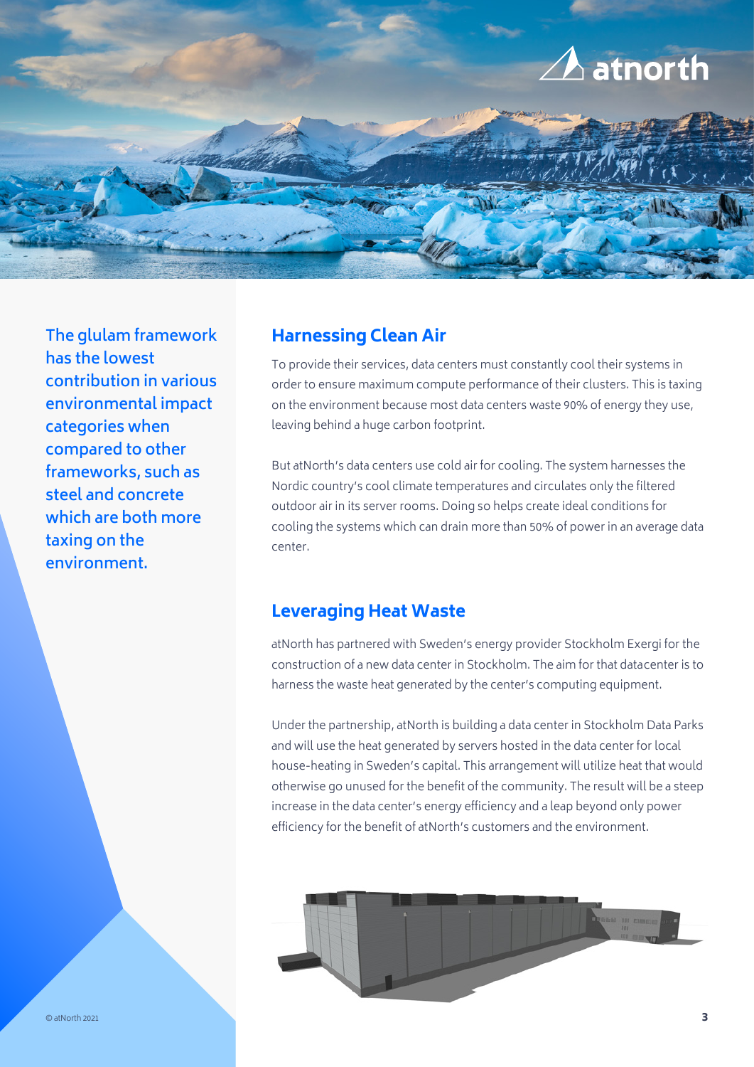The glulam framework has the lowest contribution in various environmental impact categories when compared to other frameworks, such as steel and concrete which are both more taxing on the environment.

## Harnessing Clean Air

To provide their services, data centers must constantly cool their systems in order to ensure maximum compute performance of their clusters. This is taxing on the environment because most data centers waste 90% of energy they use, leaving behind a huge carbon footprint.

But atNorth's data centers use cold air for cooling. The system harnesses the Nordic country's cool climate temperatures and circulates only the filtered outdoor air in its server rooms. Doing so helps create ideal conditions for cooling the systems which can drain more than 50% of power in an average data center.

## Leveraging Heat Waste

atNorth has partnered with Sweden's energy provider Stockholm Exergi for the construction of a new data center in Stockholm. The aim for that datacenter is to harness the waste heat generated by the center's computing equipment.

Under the partnership, atNorth is building a data center in Stockholm Data Parks and will use the heat generated by servers hosted in the data center for local house-heating in Sweden's capital. This arrangement will utilize heat that would otherwise go unused for the benefit of the community. The result will be a steep increase in the data center's energy efficiency and a leap beyond only power efficiency for the benefit of atNorth's customers and the environment.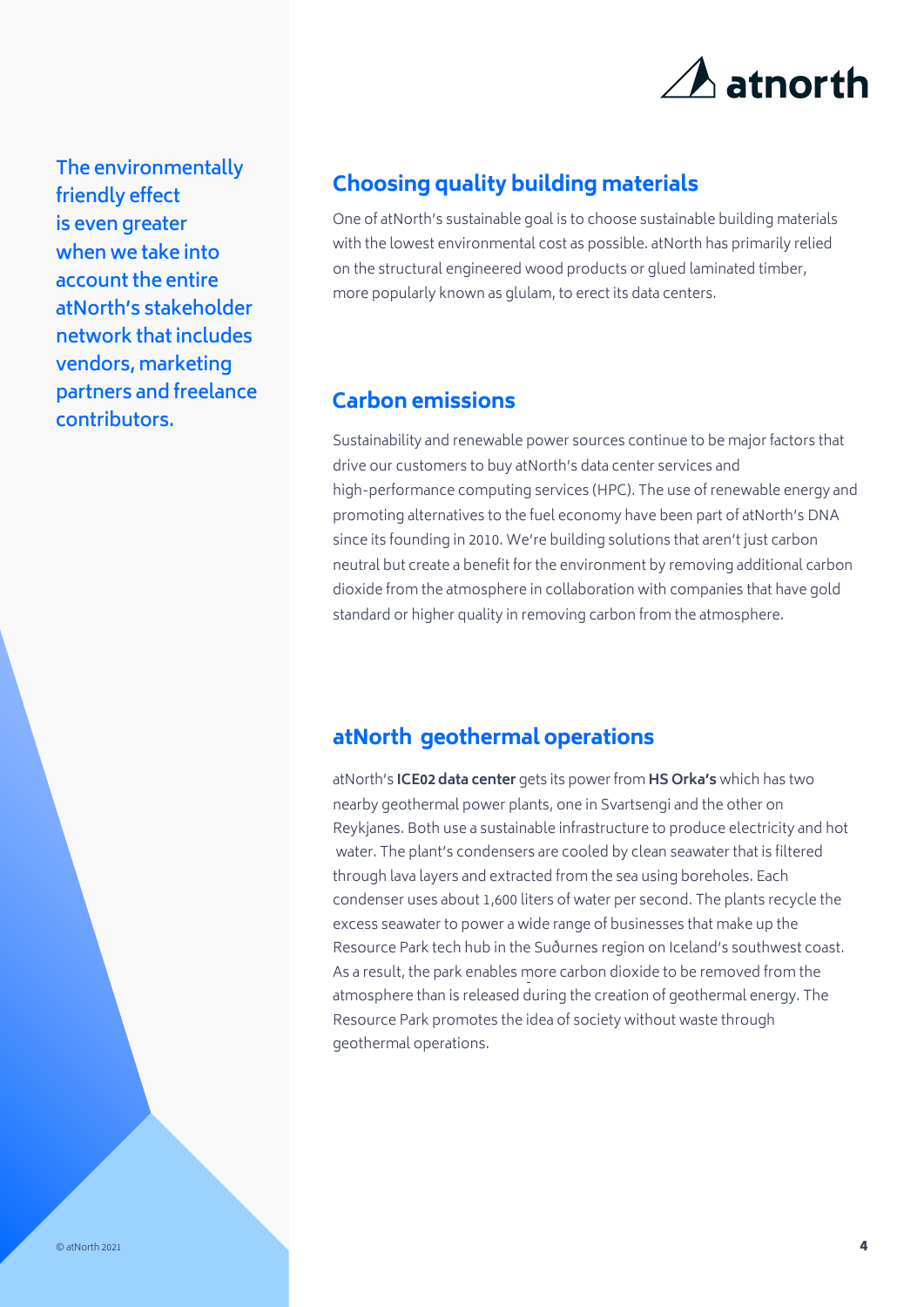The environmentally friendly effect is even greater when we take into account the entire atNorth's stakeholder network that includes vendors, marketing partners and freelance contributors.

## Choosing quality building materials

One of atNorth's sustainable goal is to choose sustainable building materials with the lowest environmental cost as possible. atNorth has primarily relied on the structural engineered wood products or glued laminated timber, more popularly known as glulam, to erect its data centers.

## Carbon emissions

Sustainability and renewable power sources continue to be major factors that drive our customers to buy atNorth's data center services and high-performance computing services (HPC). The use of renewable energy and promoting alternatives to the fuel economy have been part of atNorth's DNA since its founding in 2010. We're building solutions that aren't just carbon neutral but create a benefit for the environment by removing additional carbon dioxide from the atmosphere in collaboration with companies that have gold standard or higher quality in removing carbon from the atmosphere.

## atNorth geothermal operations

atNorth's **ICE02 data center** gets its power from **HS Orka's** which has two nearby geothermal power plants, one in Svartsengi and the other on Reykjanes. Both use a sustainable infrastructure to produce electricity and hot water. The plant's condensers are cooled by clean seawater that is filtered through lava layers and extracted from the sea using boreholes. Each condenser uses about 1,600 liters of water per second. The plants recycle the excess seawater to power a wide range of businesses that make up the Resource Park tech hub in the Suðurnes region on Iceland's southwest coast. As a result, the park enables more carbon dioxide to be removed from the atmosphere than is released during the creation of geothermal energy. The Resource Park promotes the idea of society without waste through geothermal operations.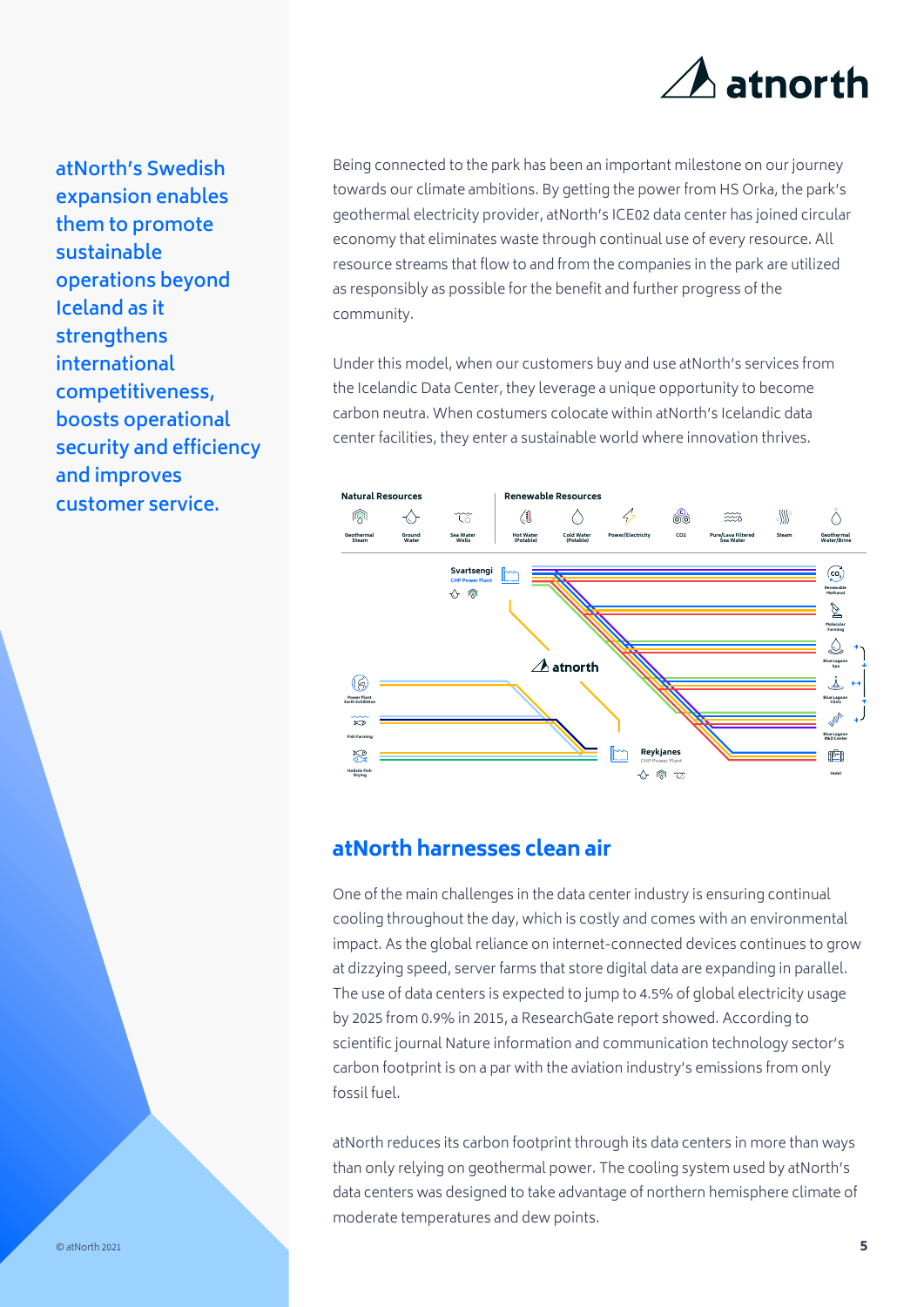atNorth's Swedish expansion enables them to promote sustainable operations beyond Iceland as it strengthens international competitiveness, boosts operational security and efficiency and improves customer service.

Being connected to the park has been an important milestone on our journey towards our climate ambitions. By getting the power from HS Orka, the park's geothermal electricity provider, atNorth's ICE02 data center has joined circular economy that eliminates waste through continual use of every resource. All resource streams that flow to and from the companies in the park are utilized as responsibly as possible for the benefit and further progress of the community.

Under this model, when our customers buy and use atNorth's services from the Icelandic Data Center, they leverage a unique opportunity to become carbon neutra. When costumers colocate within atNorth's Icelandic data center facilities, they enter a sustainable world where innovation thrives.

## atNorth harnesses clean air

One of the main challenges in the data center industry is ensuring continual cooling throughout the day, which is costly and comes with an environmental impact. As the global reliance on internet-connected devices continues to grow at dizzying speed, server farms that store digital data are expanding in parallel. The use of data centers is expected to jump to 4.5% of global electricity usage by 2025 from 0.9% in 2015, a ResearchGate report showed. According to scientific journal Nature information and communication technology sector's carbon footprint is on a par with the aviation industry's emissions from only fossil fuel.

atNorth reduces its carbon footprint through its data centers in more than ways than only relying on geothermal power. The cooling system used by atNorth's data centers was designed to take advantage of northern hemisphere climate of moderate temperatures and dew points.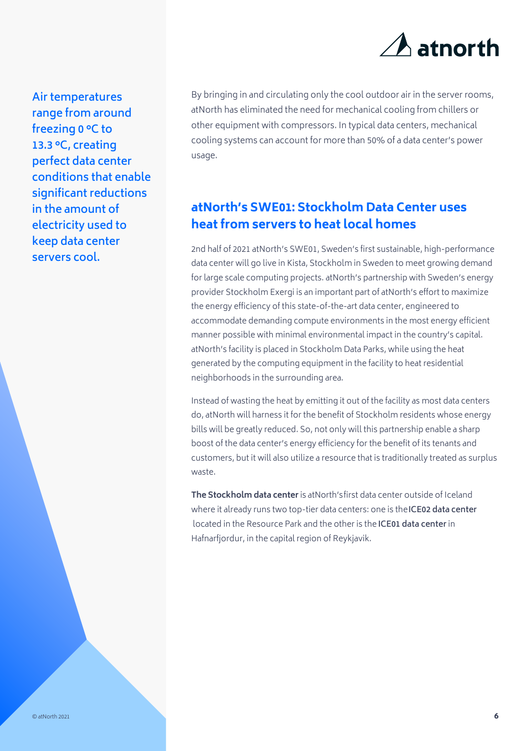**Air temperatures range from around freezing 0 °C to 13.3 °C, creating perfect data center conditions that enable significant reductions in the amount of electricity used to keep data center servers cool.**

By bringing in and circulating only the cool outdoor air in the server rooms, atNorth has eliminated the need for mechanical cooling from chillers or other equipment with compressors. In typical data centers, mechanical cooling systems can account for more than 50% of a data center's power usage.

## atNorth's SWE01: Stockholm Data Center uses heat from servers to heat local homes

2nd half of 2021 atNorth's SWE01, Sweden's first sustainable, high-performance data center will go live in Kista, Stockholm in Sweden to meet growing demand for large scale computing projects. atNorth's partnership with Sweden's energy provider Stockholm Exergi is an important part of atNorth's effort to maximize the energy efficiency of this state-of-the-art data center, engineered to accommodate demanding compute environments in the most energy efficient manner possible with minimal environmental impact in the country's capital. atNorth's facility is placed in Stockholm Data Parks, while using the heat generated by the computing equipment in the facility to heat residential neighborhoods in the surrounding area.

Instead of wasting the heat by emitting it out of the facility as most data centers do, atNorth will harness it for the benefit of Stockholm residents whose energy bills will be greatly reduced. So, not only will this partnership enable a sharp boost of the data center's energy efficiency for the benefit of its tenants and customers, but it will also utilize a resource that is traditionally treated as surplus waste.

**The Stockholm data center** is atNorth's first data center outside of Iceland where it already runs two top-tier data centers: one is the **ICE02 data center** located in the Resource Park and the other is the **ICE01 data center** in Hafnarfjordur, in the capital region of Reykjavik.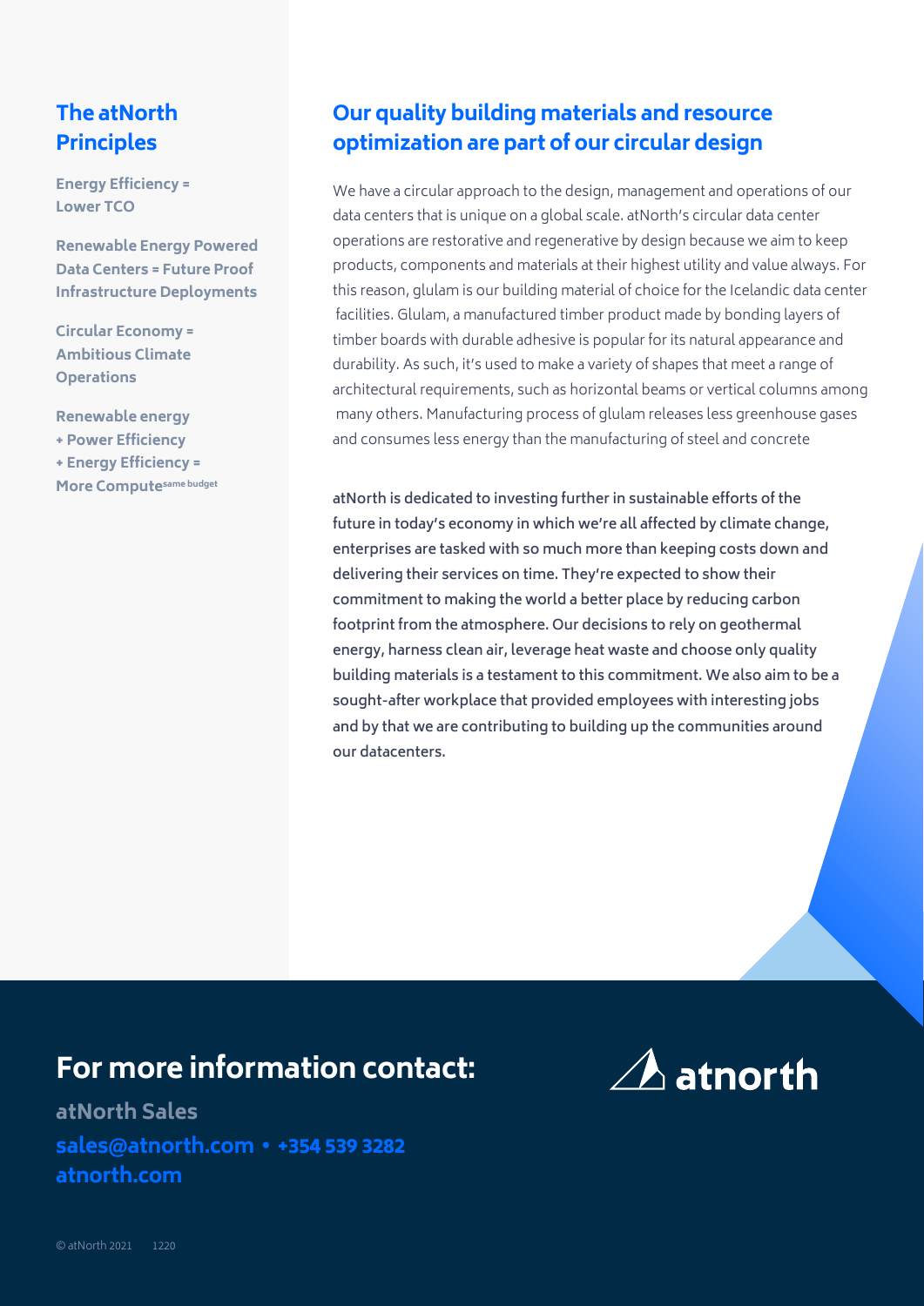## The atNorth Principles

**Energy Efficiency = Lower TCO**

**Renewable Energy Powered Data Centers = Future Proof Infrastructure Deployments**

**Circular Economy = Ambitious Climate Operations**

**Renewable energy + Power Efficiency + Energy Efficiency = More Compute**[same budget]

## Our quality building materials and resource optimization are part of our circular design

We have a circular approach to the design, management and operations of our data centers that is unique on a global scale. atNorth's circular data center operations are restorative and regenerative by design because we aim to keep products, components and materials at their highest utility and value always. For this reason, glulam is our building material of choice for the Icelandic data center facilities. Glulam, a manufactured timber product made by bonding layers of timber boards with durable adhesive is popular for its natural appearance and durability. As such, it's used to make a variety of shapes that meet a range of architectural requirements, such as horizontal beams or vertical columns among many others. Manufacturing process of glulam releases less greenhouse gases and consumes less energy than the manufacturing of steel and concrete

atNorth is dedicated to investing further in sustainable efforts of the future in today's economy in which we're all affected by climate change, enterprises are tasked with so much more than keeping costs down and delivering their services on time. They're expected to show their commitment to making the world a better place by reducing carbon footprint from the atmosphere. Our decisions to rely on geothermal energy, harness clean air, leverage heat waste and choose only quality building materials is a testament to this commitment. We also aim to be a sought-after workplace that provided employees with interesting jobs and by that we are contributing to building up the communities around our datacenters.

## For more information contact:

**atNorth Sales**

**sales@atnorth.com • +354 539 3282**

**atnorth.com**

atnorth

© atNorth 2021 1220